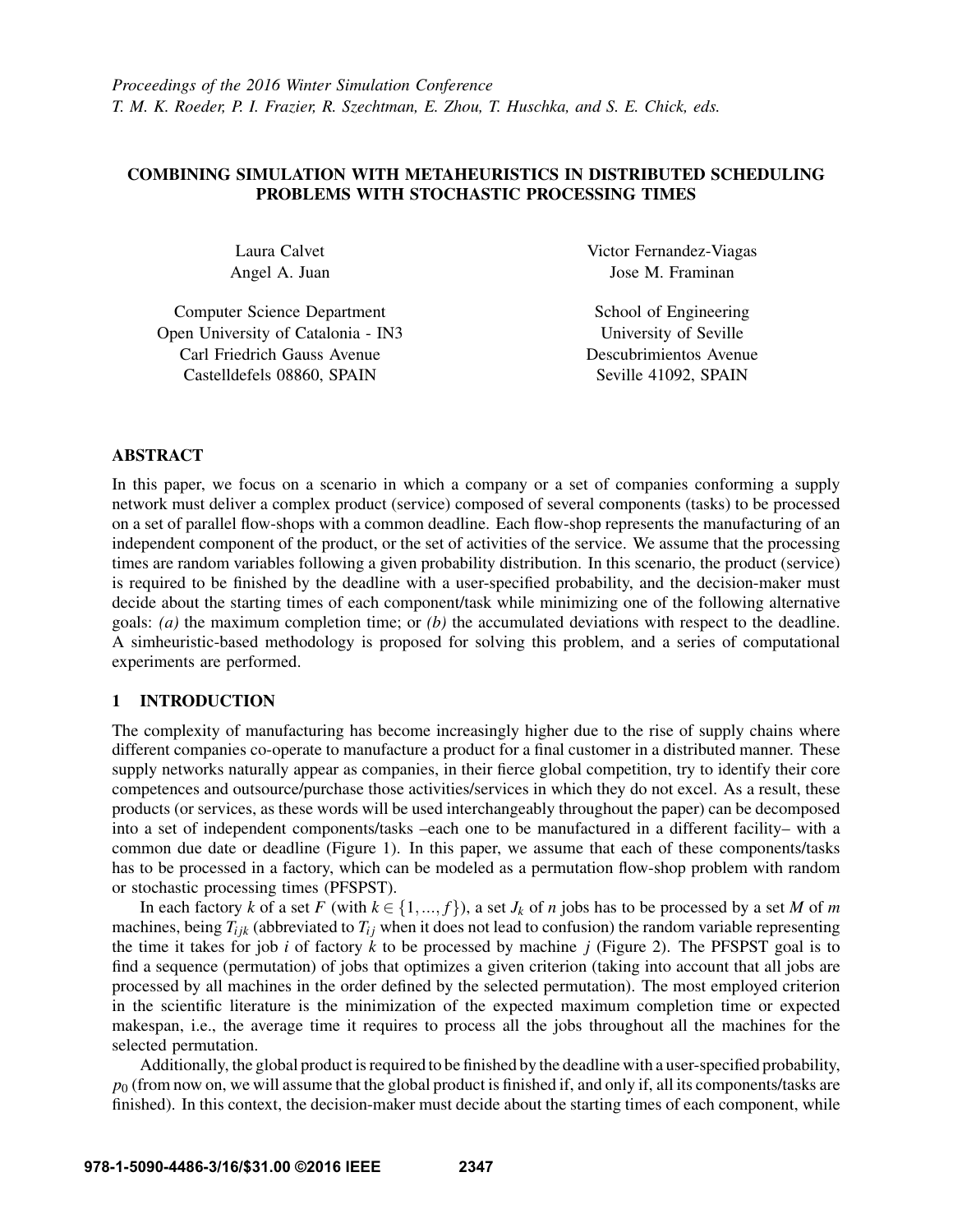*Proceedings of the 2016 Winter Simulation Conference*
*T. M. K. Roeder, P. I. Frazier, R. Szechtman, E. Zhou, T. Huschka, and S. E. Chick, eds.*

# COMBINING SIMULATION WITH METAHEURISTICS IN DISTRIBUTED SCHEDULING PROBLEMS WITH STOCHASTIC PROCESSING TIMES

Laura Calvet
Angel A. Juan

Computer Science Department
Open University of Catalonia - IN3
Carl Friedrich Gauss Avenue
Castelldefels 08860, SPAIN

Victor Fernandez-Viagas
Jose M. Framinan

School of Engineering
University of Seville
Descubrimientos Avenue
Seville 41092, SPAIN

## ABSTRACT

In this paper, we focus on a scenario in which a company or a set of companies conforming a supply network must deliver a complex product (service) composed of several components (tasks) to be processed on a set of parallel flow-shops with a common deadline. Each flow-shop represents the manufacturing of an independent component of the product, or the set of activities of the service. We assume that the processing times are random variables following a given probability distribution. In this scenario, the product (service) is required to be finished by the deadline with a user-specified probability, and the decision-maker must decide about the starting times of each component/task while minimizing one of the following alternative goals: *(a)* the maximum completion time; or *(b)* the accumulated deviations with respect to the deadline. A simheuristic-based methodology is proposed for solving this problem, and a series of computational experiments are performed.

## 1 INTRODUCTION

The complexity of manufacturing has become increasingly higher due to the rise of supply chains where different companies co-operate to manufacture a product for a final customer in a distributed manner. These supply networks naturally appear as companies, in their fierce global competition, try to identify their core competences and outsource/purchase those activities/services in which they do not excel. As a result, these products (or services, as these words will be used interchangeably throughout the paper) can be decomposed into a set of independent components/tasks –each one to be manufactured in a different facility– with a common due date or deadline (Figure 1). In this paper, we assume that each of these components/tasks has to be processed in a factory, which can be modeled as a permutation flow-shop problem with random or stochastic processing times (PFSPST).

In each factory $k$ of a set $F$ (with $k \in \{1,...,f\}$), a set $J_k$ of $n$ jobs has to be processed by a set $M$ of $m$ machines, being $T_{ijk}$ (abbreviated to $T_{ij}$ when it does not lead to confusion) the random variable representing the time it takes for job $i$ of factory $k$ to be processed by machine $j$ (Figure 2). The PFSPST goal is to find a sequence (permutation) of jobs that optimizes a given criterion (taking into account that all jobs are processed by all machines in the order defined by the selected permutation). The most employed criterion in the scientific literature is the minimization of the expected maximum completion time or expected makespan, i.e., the average time it requires to process all the jobs throughout all the machines for the selected permutation.

Additionally, the global product is required to be finished by the deadline with a user-specified probability, $p_0$ (from now on, we will assume that the global product is finished if, and only if, all its components/tasks are finished). In this context, the decision-maker must decide about the starting times of each component, while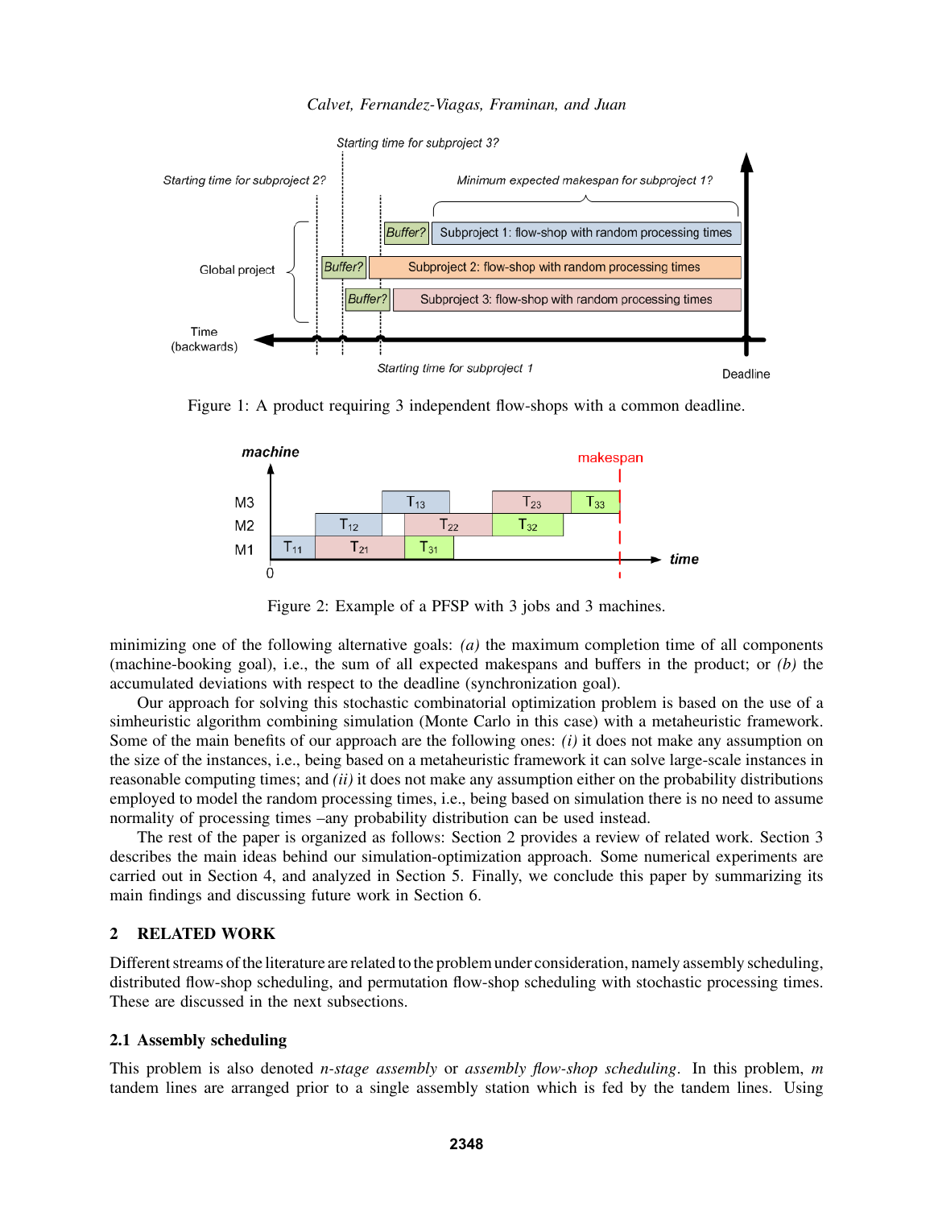Figure 1: A product requiring 3 independent flow-shops with a common deadline.

Figure 2: Example of a PFSP with 3 jobs and 3 machines.

minimizing one of the following alternative goals: *(a)* the maximum completion time of all components (machine-booking goal), i.e., the sum of all expected makespans and buffers in the product; or *(b)* the accumulated deviations with respect to the deadline (synchronization goal).

Our approach for solving this stochastic combinatorial optimization problem is based on the use of a simheuristic algorithm combining simulation (Monte Carlo in this case) with a metaheuristic framework. Some of the main benefits of our approach are the following ones: *(i)* it does not make any assumption on the size of the instances, i.e., being based on a metaheuristic framework it can solve large-scale instances in reasonable computing times; and *(ii)* it does not make any assumption either on the probability distributions employed to model the random processing times, i.e., being based on simulation there is no need to assume normality of processing times –any probability distribution can be used instead.

The rest of the paper is organized as follows: Section 2 provides a review of related work. Section 3 describes the main ideas behind our simulation-optimization approach. Some numerical experiments are carried out in Section 4, and analyzed in Section 5. Finally, we conclude this paper by summarizing its main findings and discussing future work in Section 6.

## 2 RELATED WORK

Different streams of the literature are related to the problem under consideration, namely assembly scheduling, distributed flow-shop scheduling, and permutation flow-shop scheduling with stochastic processing times. These are discussed in the next subsections.

### 2.1 Assembly scheduling

This problem is also denoted *n-stage assembly* or *assembly flow-shop scheduling*. In this problem, $m$ tandem lines are arranged prior to a single assembly station which is fed by the tandem lines. Using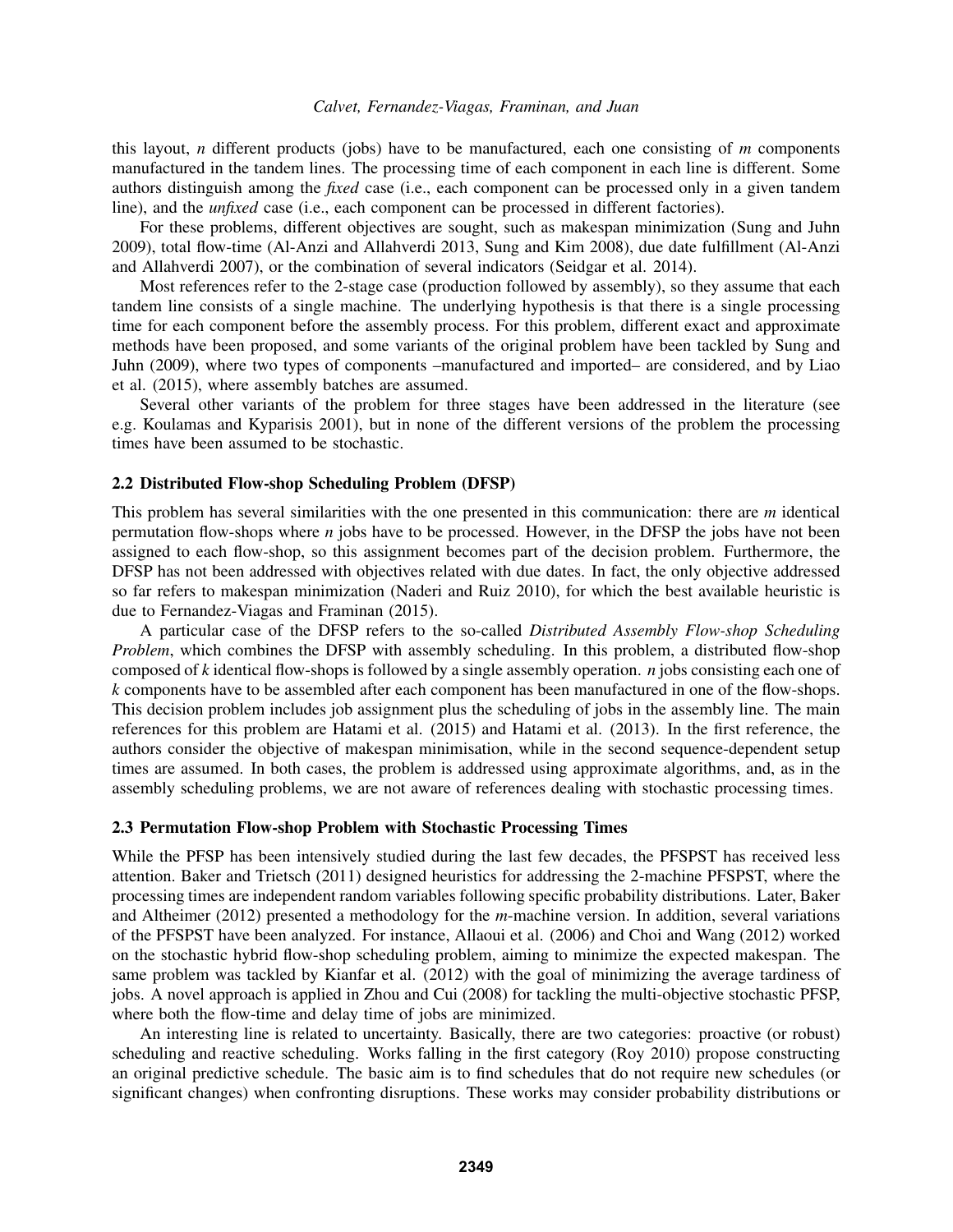this layout, $n$ different products (jobs) have to be manufactured, each one consisting of $m$ components manufactured in the tandem lines. The processing time of each component in each line is different. Some authors distinguish among the *fixed* case (i.e., each component can be processed only in a given tandem line), and the *unfixed* case (i.e., each component can be processed in different factories).

For these problems, different objectives are sought, such as makespan minimization (Sung and Juhn 2009), total flow-time (Al-Anzi and Allahverdi 2013, Sung and Kim 2008), due date fulfillment (Al-Anzi and Allahverdi 2007), or the combination of several indicators (Seidgar et al. 2014).

Most references refer to the 2-stage case (production followed by assembly), so they assume that each tandem line consists of a single machine. The underlying hypothesis is that there is a single processing time for each component before the assembly process. For this problem, different exact and approximate methods have been proposed, and some variants of the original problem have been tackled by Sung and Juhn (2009), where two types of components –manufactured and imported– are considered, and by Liao et al. (2015), where assembly batches are assumed.

Several other variants of the problem for three stages have been addressed in the literature (see e.g. Koulamas and Kyparisis 2001), but in none of the different versions of the problem the processing times have been assumed to be stochastic.

### 2.2 Distributed Flow-shop Scheduling Problem (DFSP)

This problem has several similarities with the one presented in this communication: there are $m$ identical permutation flow-shops where $n$ jobs have to be processed. However, in the DFSP the jobs have not been assigned to each flow-shop, so this assignment becomes part of the decision problem. Furthermore, the DFSP has not been addressed with objectives related with due dates. In fact, the only objective addressed so far refers to makespan minimization (Naderi and Ruiz 2010), for which the best available heuristic is due to Fernandez-Viagas and Framinan (2015).

A particular case of the DFSP refers to the so-called *Distributed Assembly Flow-shop Scheduling Problem*, which combines the DFSP with assembly scheduling. In this problem, a distributed flow-shop composed of $k$ identical flow-shops is followed by a single assembly operation. $n$ jobs consisting each one of $k$ components have to be assembled after each component has been manufactured in one of the flow-shops. This decision problem includes job assignment plus the scheduling of jobs in the assembly line. The main references for this problem are Hatami et al. (2015) and Hatami et al. (2013). In the first reference, the authors consider the objective of makespan minimisation, while in the second sequence-dependent setup times are assumed. In both cases, the problem is addressed using approximate algorithms, and, as in the assembly scheduling problems, we are not aware of references dealing with stochastic processing times.

### 2.3 Permutation Flow-shop Problem with Stochastic Processing Times

While the PFSP has been intensively studied during the last few decades, the PFSPST has received less attention. Baker and Trietsch (2011) designed heuristics for addressing the 2-machine PFSPST, where the processing times are independent random variables following specific probability distributions. Later, Baker and Altheimer (2012) presented a methodology for the $m$-machine version. In addition, several variations of the PFSPST have been analyzed. For instance, Allaoui et al. (2006) and Choi and Wang (2012) worked on the stochastic hybrid flow-shop scheduling problem, aiming to minimize the expected makespan. The same problem was tackled by Kianfar et al. (2012) with the goal of minimizing the average tardiness of jobs. A novel approach is applied in Zhou and Cui (2008) for tackling the multi-objective stochastic PFSP, where both the flow-time and delay time of jobs are minimized.

An interesting line is related to uncertainty. Basically, there are two categories: proactive (or robust) scheduling and reactive scheduling. Works falling in the first category (Roy 2010) propose constructing an original predictive schedule. The basic aim is to find schedules that do not require new schedules (or significant changes) when confronting disruptions. These works may consider probability distributions or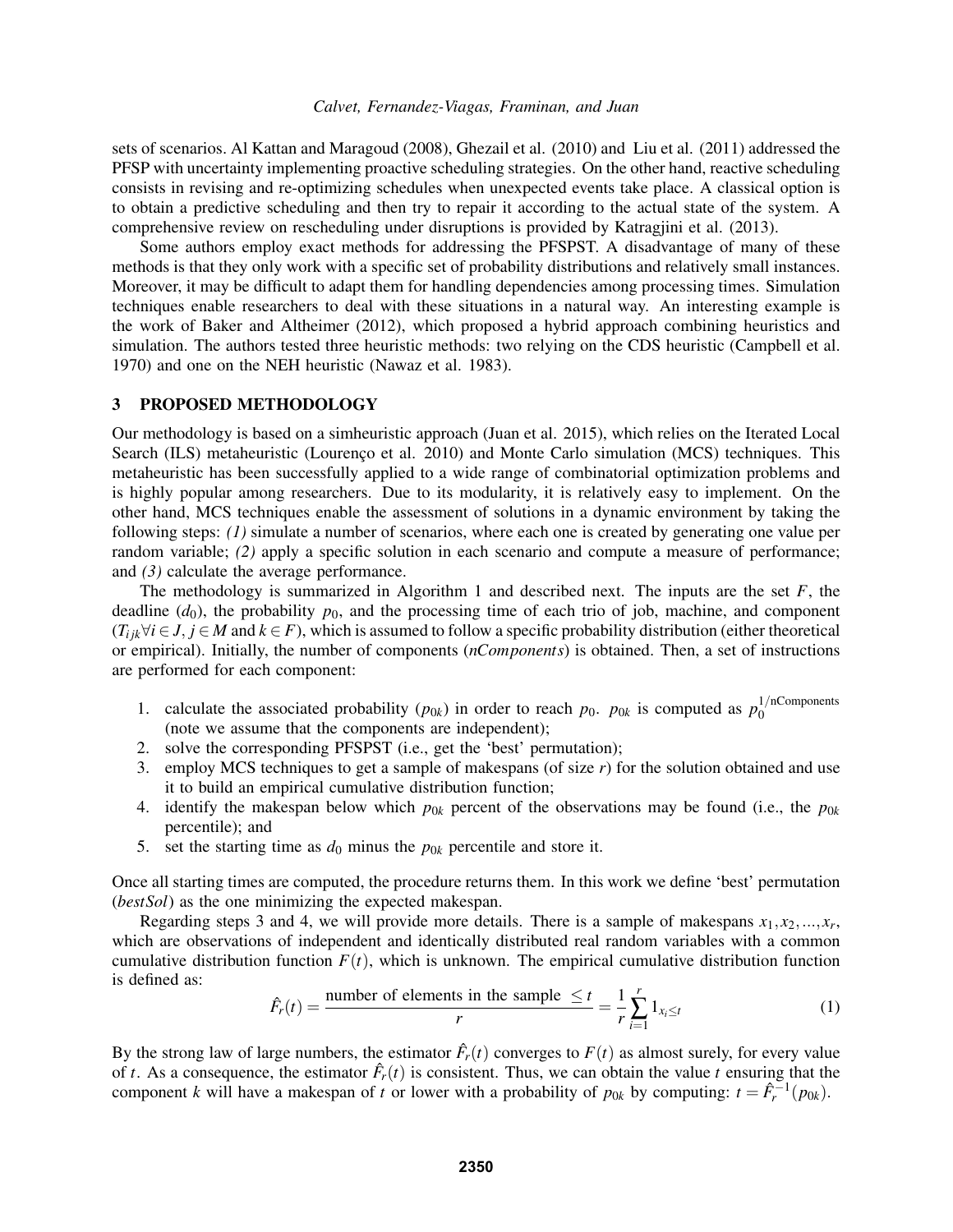sets of scenarios. Al Kattan and Maragoud (2008), Ghezail et al. (2010) and Liu et al. (2011) addressed the PFSP with uncertainty implementing proactive scheduling strategies. On the other hand, reactive scheduling consists in revising and re-optimizing schedules when unexpected events take place. A classical option is to obtain a predictive scheduling and then try to repair it according to the actual state of the system. A comprehensive review on rescheduling under disruptions is provided by Katragjini et al. (2013).

Some authors employ exact methods for addressing the PFSPST. A disadvantage of many of these methods is that they only work with a specific set of probability distributions and relatively small instances. Moreover, it may be difficult to adapt them for handling dependencies among processing times. Simulation techniques enable researchers to deal with these situations in a natural way. An interesting example is the work of Baker and Altheimer (2012), which proposed a hybrid approach combining heuristics and simulation. The authors tested three heuristic methods: two relying on the CDS heuristic (Campbell et al. 1970) and one on the NEH heuristic (Nawaz et al. 1983).

## 3 PROPOSED METHODOLOGY

Our methodology is based on a simheuristic approach (Juan et al. 2015), which relies on the Iterated Local Search (ILS) metaheuristic (Lourenço et al. 2010) and Monte Carlo simulation (MCS) techniques. This metaheuristic has been successfully applied to a wide range of combinatorial optimization problems and is highly popular among researchers. Due to its modularity, it is relatively easy to implement. On the other hand, MCS techniques enable the assessment of solutions in a dynamic environment by taking the following steps: *(1)* simulate a number of scenarios, where each one is created by generating one value per random variable; *(2)* apply a specific solution in each scenario and compute a measure of performance; and *(3)* calculate the average performance.

The methodology is summarized in Algorithm 1 and described next. The inputs are the set $F$, the deadline ($d_0$), the probability $p_0$, and the processing time of each trio of job, machine, and component ($T_{ijk} \forall i \in J, j \in M$ and $k \in F$), which is assumed to follow a specific probability distribution (either theoretical or empirical). Initially, the number of components (*nComponents*) is obtained. Then, a set of instructions are performed for each component:

1. calculate the associated probability ($p_{0k}$) in order to reach $p_0$. $p_{0k}$ is computed as $p_0^{1/\text{nComponents}}$ (note we assume that the components are independent);
2. solve the corresponding PFSPST (i.e., get the 'best' permutation);
3. employ MCS techniques to get a sample of makespans (of size $r$) for the solution obtained and use it to build an empirical cumulative distribution function;
4. identify the makespan below which $p_{0k}$ percent of the observations may be found (i.e., the $p_{0k}$ percentile); and
5. set the starting time as $d_0$ minus the $p_{0k}$ percentile and store it.

Once all starting times are computed, the procedure returns them. In this work we define 'best' permutation (*bestSol*) as the one minimizing the expected makespan.

Regarding steps 3 and 4, we will provide more details. There is a sample of makespans $x_1, x_2, ..., x_r$, which are observations of independent and identically distributed real random variables with a common cumulative distribution function $F(t)$, which is unknown. The empirical cumulative distribution function is defined as:

$$\hat{F}_r(t) = \frac{\text{number of elements in the sample } \leq t}{r} = \frac{1}{r}\sum_{i=1}^{r} 1_{x_i \leq t} \tag{1}$$

By the strong law of large numbers, the estimator $\hat{F}_r(t)$ converges to $F(t)$ as almost surely, for every value of $t$. As a consequence, the estimator $\hat{F}_r(t)$ is consistent. Thus, we can obtain the value $t$ ensuring that the component $k$ will have a makespan of $t$ or lower with a probability of $p_{0k}$ by computing: $t = \hat{F}_r^{-1}(p_{0k})$.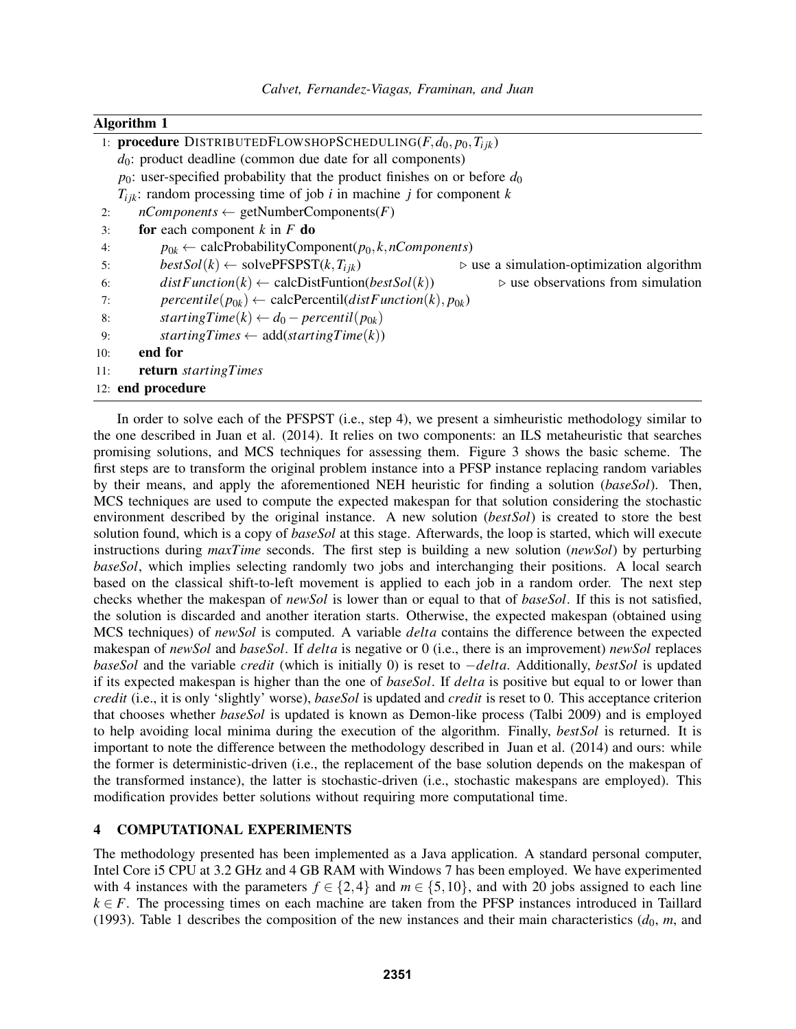**Algorithm 1**

```
1:  procedure DISTRIBUTEDFLOWSHOPSCHEDULING(F, d_0, p_0, T_ijk)
    d_0: product deadline (common due date for all components)
    p_0: user-specified probability that the product finishes on or before d_0
    T_ijk: random processing time of job i in machine j for component k
2:      nComponents ← getNumberComponents(F)
3:      for each component k in F do
4:          p_0k ← calcProbabilityComponent(p_0, k, nComponents)
5:          bestSol(k) ← solvePFSPST(k, T_ijk)         ▷ use a simulation-optimization algorithm
6:          distFunction(k) ← calcDistFuntion(bestSol(k))   ▷ use observations from simulation
7:          percentile(p_0k) ← calcPercentil(distFunction(k), p_0k)
8:          startingTime(k) ← d_0 − percentil(p_0k)
9:          startingTimes ← add(startingTime(k))
10:     end for
11:     return startingTimes
12: end procedure
```

In order to solve each of the PFSPST (i.e., step 4), we present a simheuristic methodology similar to the one described in Juan et al. (2014). It relies on two components: an ILS metaheuristic that searches promising solutions, and MCS techniques for assessing them. Figure 3 shows the basic scheme. The first steps are to transform the original problem instance into a PFSP instance replacing random variables by their means, and apply the aforementioned NEH heuristic for finding a solution (*baseSol*). Then, MCS techniques are used to compute the expected makespan for that solution considering the stochastic environment described by the original instance. A new solution (*bestSol*) is created to store the best solution found, which is a copy of *baseSol* at this stage. Afterwards, the loop is started, which will execute instructions during *maxTime* seconds. The first step is building a new solution (*newSol*) by perturbing *baseSol*, which implies selecting randomly two jobs and interchanging their positions. A local search based on the classical shift-to-left movement is applied to each job in a random order. The next step checks whether the makespan of *newSol* is lower than or equal to that of *baseSol*. If this is not satisfied, the solution is discarded and another iteration starts. Otherwise, the expected makespan (obtained using MCS techniques) of *newSol* is computed. A variable *delta* contains the difference between the expected makespan of *newSol* and *baseSol*. If *delta* is negative or 0 (i.e., there is an improvement) *newSol* replaces *baseSol* and the variable *credit* (which is initially 0) is reset to $-delta$. Additionally, *bestSol* is updated if its expected makespan is higher than the one of *baseSol*. If *delta* is positive but equal to or lower than *credit* (i.e., it is only 'slightly' worse), *baseSol* is updated and *credit* is reset to 0. This acceptance criterion that chooses whether *baseSol* is updated is known as Demon-like process (Talbi 2009) and is employed to help avoiding local minima during the execution of the algorithm. Finally, *bestSol* is returned. It is important to note the difference between the methodology described in Juan et al. (2014) and ours: while the former is deterministic-driven (i.e., the replacement of the base solution depends on the makespan of the transformed instance), the latter is stochastic-driven (i.e., stochastic makespans are employed). This modification provides better solutions without requiring more computational time.

## 4 COMPUTATIONAL EXPERIMENTS

The methodology presented has been implemented as a Java application. A standard personal computer, Intel Core i5 CPU at 3.2 GHz and 4 GB RAM with Windows 7 has been employed. We have experimented with 4 instances with the parameters $f \in \{2,4\}$ and $m \in \{5,10\}$, and with 20 jobs assigned to each line $k \in F$. The processing times on each machine are taken from the PFSP instances introduced in Taillard (1993). Table 1 describes the composition of the new instances and their main characteristics ($d_0$, $m$, and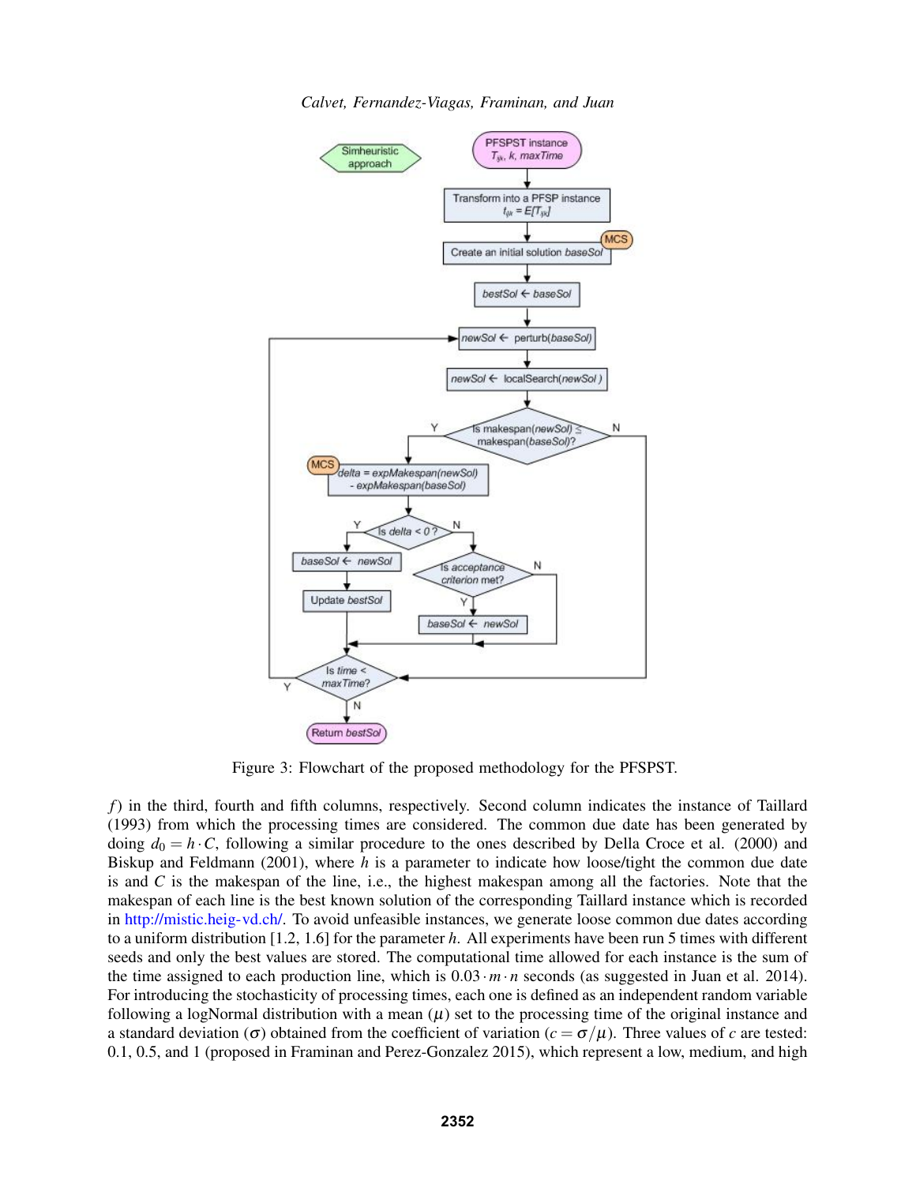Figure 3: Flowchart of the proposed methodology for the PFSPST.

$f$) in the third, fourth and fifth columns, respectively. Second column indicates the instance of Taillard (1993) from which the processing times are considered. The common due date has been generated by doing $d_0 = h \cdot C$, following a similar procedure to the ones described by Della Croce et al. (2000) and Biskup and Feldmann (2001), where $h$ is a parameter to indicate how loose/tight the common due date is and $C$ is the makespan of the line, i.e., the highest makespan among all the factories. Note that the makespan of each line is the best known solution of the corresponding Taillard instance which is recorded in http://mistic.heig-vd.ch/. To avoid unfeasible instances, we generate loose common due dates according to a uniform distribution [1.2, 1.6] for the parameter $h$. All experiments have been run 5 times with different seeds and only the best values are stored. The computational time allowed for each instance is the sum of the time assigned to each production line, which is $0.03 \cdot m \cdot n$ seconds (as suggested in Juan et al. 2014). For introducing the stochasticity of processing times, each one is defined as an independent random variable following a logNormal distribution with a mean ($\mu$) set to the processing time of the original instance and a standard deviation ($\sigma$) obtained from the coefficient of variation ($c = \sigma / \mu$). Three values of $c$ are tested: 0.1, 0.5, and 1 (proposed in Framinan and Perez-Gonzalez 2015), which represent a low, medium, and high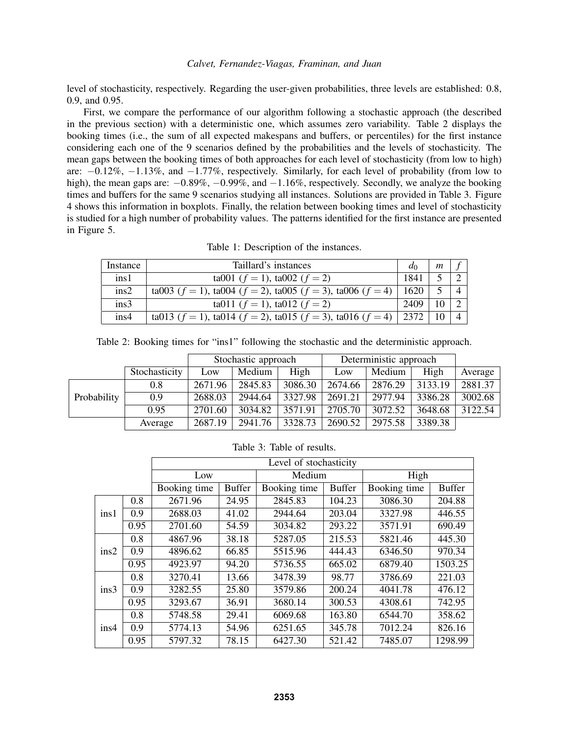level of stochasticity, respectively. Regarding the user-given probabilities, three levels are established: 0.8, 0.9, and 0.95.

First, we compare the performance of our algorithm following a stochastic approach (the described in the previous section) with a deterministic one, which assumes zero variability. Table 2 displays the booking times (i.e., the sum of all expected makespans and buffers, or percentiles) for the first instance considering each one of the 9 scenarios defined by the probabilities and the levels of stochasticity. The mean gaps between the booking times of both approaches for each level of stochasticity (from low to high) are: $-0.12\%$, $-1.13\%$, and $-1.77\%$, respectively. Similarly, for each level of probability (from low to high), the mean gaps are: $-0.89\%$, $-0.99\%$, and $-1.16\%$, respectively. Secondly, we analyze the booking times and buffers for the same 9 scenarios studying all instances. Solutions are provided in Table 3. Figure 4 shows this information in boxplots. Finally, the relation between booking times and level of stochasticity is studied for a high number of probability values. The patterns identified for the first instance are presented in Figure 5.

Table 1: Description of the instances.

| Instance | Taillard's instances | $d_0$ | $m$ | $f$ |
|---|---|---|---|---|
| ins1 | ta001 ($f = 1$), ta002 ($f = 2$) | 1841 | 5 | 2 |
| ins2 | ta003 ($f = 1$), ta004 ($f = 2$), ta005 ($f = 3$), ta006 ($f = 4$) | 1620 | 5 | 4 |
| ins3 | ta011 ($f = 1$), ta012 ($f = 2$) | 2409 | 10 | 2 |
| ins4 | ta013 ($f = 1$), ta014 ($f = 2$), ta015 ($f = 3$), ta016 ($f = 4$) | 2372 | 10 | 4 |

Table 2: Booking times for "ins1" following the stochastic and the deterministic approach.

| | | Stochastic approach | | | Deterministic approach | | | |
|---|---|---|---|---|---|---|---|---|
| | Stochasticity | Low | Medium | High | Low | Medium | High | Average |
| Probability | 0.8 | 2671.96 | 2845.83 | 3086.30 | 2674.66 | 2876.29 | 3133.19 | 2881.37 |
| | 0.9 | 2688.03 | 2944.64 | 3327.98 | 2691.21 | 2977.94 | 3386.28 | 3002.68 |
| | 0.95 | 2701.60 | 3034.82 | 3571.91 | 2705.70 | 3072.52 | 3648.68 | 3122.54 |
| | Average | 2687.19 | 2941.76 | 3328.73 | 2690.52 | 2975.58 | 3389.38 | |

Table 3: Table of results.

| | | Level of stochasticity | | | | | |
|---|---|---|---|---|---|---|---|
| | | Low | | Medium | | High | |
| | | Booking time | Buffer | Booking time | Buffer | Booking time | Buffer |
| ins1 | 0.8 | 2671.96 | 24.95 | 2845.83 | 104.23 | 3086.30 | 204.88 |
| | 0.9 | 2688.03 | 41.02 | 2944.64 | 203.04 | 3327.98 | 446.55 |
| | 0.95 | 2701.60 | 54.59 | 3034.82 | 293.22 | 3571.91 | 690.49 |
| ins2 | 0.8 | 4867.96 | 38.18 | 5287.05 | 215.53 | 5821.46 | 445.30 |
| | 0.9 | 4896.62 | 66.85 | 5515.96 | 444.43 | 6346.50 | 970.34 |
| | 0.95 | 4923.97 | 94.20 | 5736.55 | 665.02 | 6879.40 | 1503.25 |
| ins3 | 0.8 | 3270.41 | 13.66 | 3478.39 | 98.77 | 3786.69 | 221.03 |
| | 0.9 | 3282.55 | 25.80 | 3579.86 | 200.24 | 4041.78 | 476.12 |
| | 0.95 | 3293.67 | 36.91 | 3680.14 | 300.53 | 4308.61 | 742.95 |
| ins4 | 0.8 | 5748.58 | 29.41 | 6069.68 | 163.80 | 6544.70 | 358.62 |
| | 0.9 | 5774.13 | 54.96 | 6251.65 | 345.78 | 7012.24 | 826.16 |
| | 0.95 | 5797.32 | 78.15 | 6427.30 | 521.42 | 7485.07 | 1298.99 |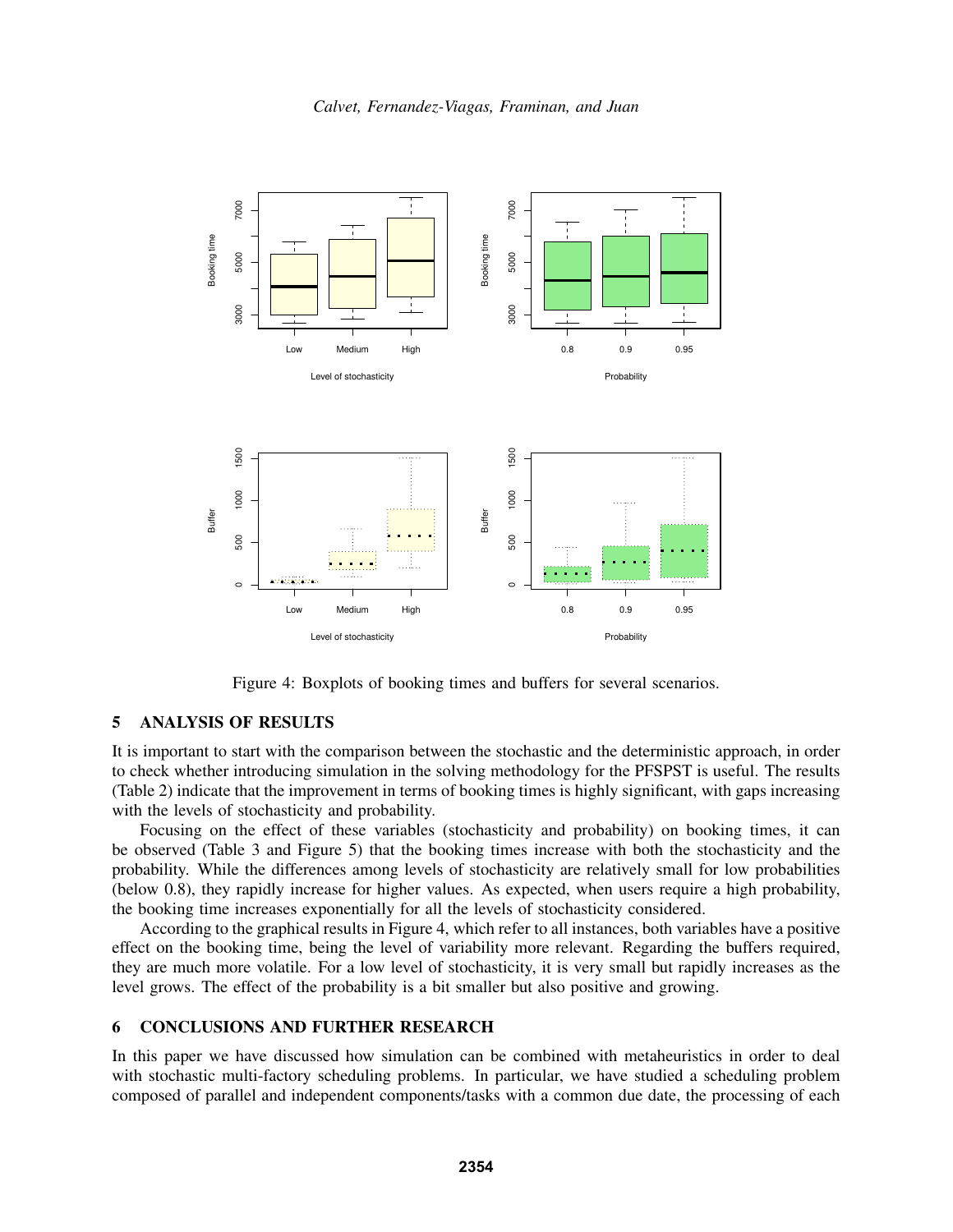Figure 4: Boxplots of booking times and buffers for several scenarios.

## 5 ANALYSIS OF RESULTS

It is important to start with the comparison between the stochastic and the deterministic approach, in order to check whether introducing simulation in the solving methodology for the PFSPST is useful. The results (Table 2) indicate that the improvement in terms of booking times is highly significant, with gaps increasing with the levels of stochasticity and probability.

Focusing on the effect of these variables (stochasticity and probability) on booking times, it can be observed (Table 3 and Figure 5) that the booking times increase with both the stochasticity and the probability. While the differences among levels of stochasticity are relatively small for low probabilities (below 0.8), they rapidly increase for higher values. As expected, when users require a high probability, the booking time increases exponentially for all the levels of stochasticity considered.

According to the graphical results in Figure 4, which refer to all instances, both variables have a positive effect on the booking time, being the level of variability more relevant. Regarding the buffers required, they are much more volatile. For a low level of stochasticity, it is very small but rapidly increases as the level grows. The effect of the probability is a bit smaller but also positive and growing.

## 6 CONCLUSIONS AND FURTHER RESEARCH

In this paper we have discussed how simulation can be combined with metaheuristics in order to deal with stochastic multi-factory scheduling problems. In particular, we have studied a scheduling problem composed of parallel and independent components/tasks with a common due date, the processing of each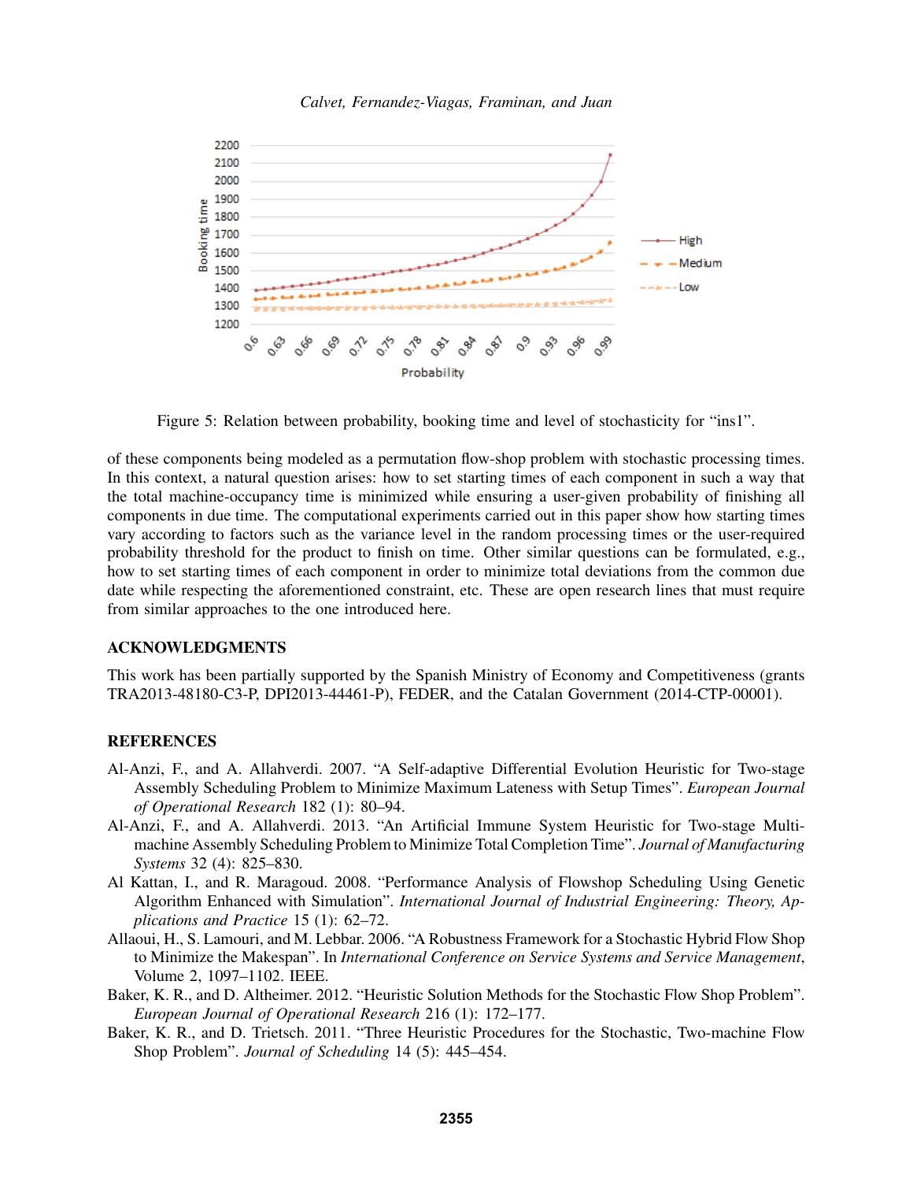Figure 5: Relation between probability, booking time and level of stochasticity for "ins1".

of these components being modeled as a permutation flow-shop problem with stochastic processing times. In this context, a natural question arises: how to set starting times of each component in such a way that the total machine-occupancy time is minimized while ensuring a user-given probability of finishing all components in due time. The computational experiments carried out in this paper show how starting times vary according to factors such as the variance level in the random processing times or the user-required probability threshold for the product to finish on time. Other similar questions can be formulated, e.g., how to set starting times of each component in order to minimize total deviations from the common due date while respecting the aforementioned constraint, etc. These are open research lines that must require from similar approaches to the one introduced here.

## ACKNOWLEDGMENTS

This work has been partially supported by the Spanish Ministry of Economy and Competitiveness (grants TRA2013-48180-C3-P, DPI2013-44461-P), FEDER, and the Catalan Government (2014-CTP-00001).

## REFERENCES

Al-Anzi, F., and A. Allahverdi. 2007. "A Self-adaptive Differential Evolution Heuristic for Two-stage Assembly Scheduling Problem to Minimize Maximum Lateness with Setup Times". *European Journal of Operational Research* 182 (1): 80–94.

Al-Anzi, F., and A. Allahverdi. 2013. "An Artificial Immune System Heuristic for Two-stage Multi-machine Assembly Scheduling Problem to Minimize Total Completion Time". *Journal of Manufacturing Systems* 32 (4): 825–830.

Al Kattan, I., and R. Maragoud. 2008. "Performance Analysis of Flowshop Scheduling Using Genetic Algorithm Enhanced with Simulation". *International Journal of Industrial Engineering: Theory, Applications and Practice* 15 (1): 62–72.

Allaoui, H., S. Lamouri, and M. Lebbar. 2006. "A Robustness Framework for a Stochastic Hybrid Flow Shop to Minimize the Makespan". In *International Conference on Service Systems and Service Management*, Volume 2, 1097–1102. IEEE.

Baker, K. R., and D. Altheimer. 2012. "Heuristic Solution Methods for the Stochastic Flow Shop Problem". *European Journal of Operational Research* 216 (1): 172–177.

Baker, K. R., and D. Trietsch. 2011. "Three Heuristic Procedures for the Stochastic, Two-machine Flow Shop Problem". *Journal of Scheduling* 14 (5): 445–454.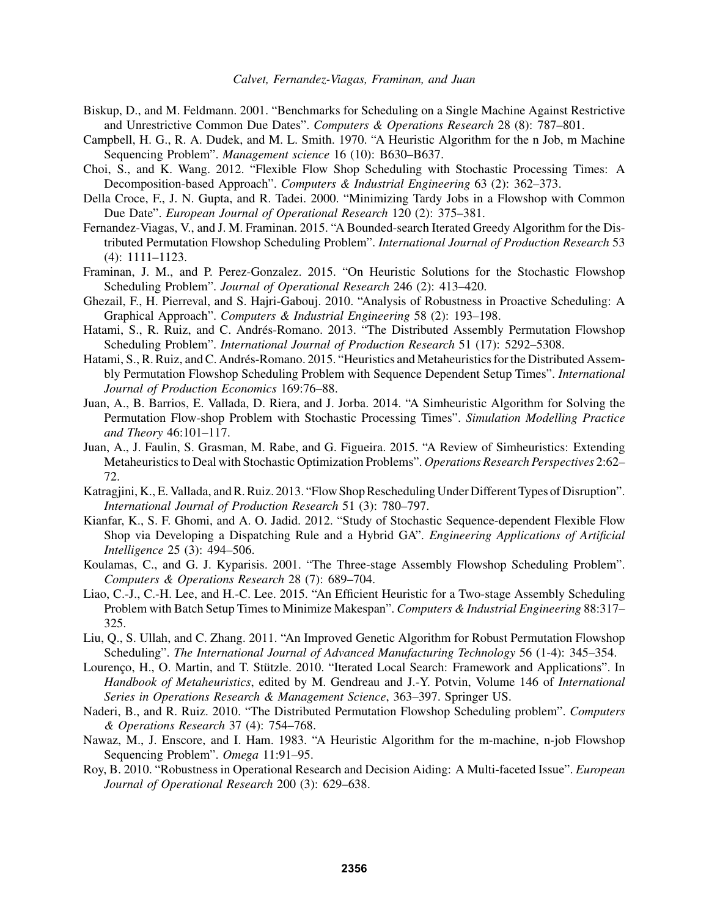Biskup, D., and M. Feldmann. 2001. "Benchmarks for Scheduling on a Single Machine Against Restrictive and Unrestrictive Common Due Dates". *Computers & Operations Research* 28 (8): 787–801.

Campbell, H. G., R. A. Dudek, and M. L. Smith. 1970. "A Heuristic Algorithm for the n Job, m Machine Sequencing Problem". *Management science* 16 (10): B630–B637.

Choi, S., and K. Wang. 2012. "Flexible Flow Shop Scheduling with Stochastic Processing Times: A Decomposition-based Approach". *Computers & Industrial Engineering* 63 (2): 362–373.

Della Croce, F., J. N. Gupta, and R. Tadei. 2000. "Minimizing Tardy Jobs in a Flowshop with Common Due Date". *European Journal of Operational Research* 120 (2): 375–381.

Fernandez-Viagas, V., and J. M. Framinan. 2015. "A Bounded-search Iterated Greedy Algorithm for the Distributed Permutation Flowshop Scheduling Problem". *International Journal of Production Research* 53 (4): 1111–1123.

Framinan, J. M., and P. Perez-Gonzalez. 2015. "On Heuristic Solutions for the Stochastic Flowshop Scheduling Problem". *Journal of Operational Research* 246 (2): 413–420.

Ghezail, F., H. Pierreval, and S. Hajri-Gabouj. 2010. "Analysis of Robustness in Proactive Scheduling: A Graphical Approach". *Computers & Industrial Engineering* 58 (2): 193–198.

Hatami, S., R. Ruiz, and C. Andrés-Romano. 2013. "The Distributed Assembly Permutation Flowshop Scheduling Problem". *International Journal of Production Research* 51 (17): 5292–5308.

Hatami, S., R. Ruiz, and C. Andrés-Romano. 2015. "Heuristics and Metaheuristics for the Distributed Assembly Permutation Flowshop Scheduling Problem with Sequence Dependent Setup Times". *International Journal of Production Economics* 169:76–88.

Juan, A., B. Barrios, E. Vallada, D. Riera, and J. Jorba. 2014. "A Simheuristic Algorithm for Solving the Permutation Flow-shop Problem with Stochastic Processing Times". *Simulation Modelling Practice and Theory* 46:101–117.

Juan, A., J. Faulin, S. Grasman, M. Rabe, and G. Figueira. 2015. "A Review of Simheuristics: Extending Metaheuristics to Deal with Stochastic Optimization Problems". *Operations Research Perspectives* 2:62–72.

Katragjini, K., E. Vallada, and R. Ruiz. 2013. "Flow Shop Rescheduling Under Different Types of Disruption". *International Journal of Production Research* 51 (3): 780–797.

Kianfar, K., S. F. Ghomi, and A. O. Jadid. 2012. "Study of Stochastic Sequence-dependent Flexible Flow Shop via Developing a Dispatching Rule and a Hybrid GA". *Engineering Applications of Artificial Intelligence* 25 (3): 494–506.

Koulamas, C., and G. J. Kyparisis. 2001. "The Three-stage Assembly Flowshop Scheduling Problem". *Computers & Operations Research* 28 (7): 689–704.

Liao, C.-J., C.-H. Lee, and H.-C. Lee. 2015. "An Efficient Heuristic for a Two-stage Assembly Scheduling Problem with Batch Setup Times to Minimize Makespan". *Computers & Industrial Engineering* 88:317–325.

Liu, Q., S. Ullah, and C. Zhang. 2011. "An Improved Genetic Algorithm for Robust Permutation Flowshop Scheduling". *The International Journal of Advanced Manufacturing Technology* 56 (1-4): 345–354.

Lourenço, H., O. Martin, and T. Stützle. 2010. "Iterated Local Search: Framework and Applications". In *Handbook of Metaheuristics*, edited by M. Gendreau and J.-Y. Potvin, Volume 146 of *International Series in Operations Research & Management Science*, 363–397. Springer US.

Naderi, B., and R. Ruiz. 2010. "The Distributed Permutation Flowshop Scheduling problem". *Computers & Operations Research* 37 (4): 754–768.

Nawaz, M., J. Enscore, and I. Ham. 1983. "A Heuristic Algorithm for the m-machine, n-job Flowshop Sequencing Problem". *Omega* 11:91–95.

Roy, B. 2010. "Robustness in Operational Research and Decision Aiding: A Multi-faceted Issue". *European Journal of Operational Research* 200 (3): 629–638.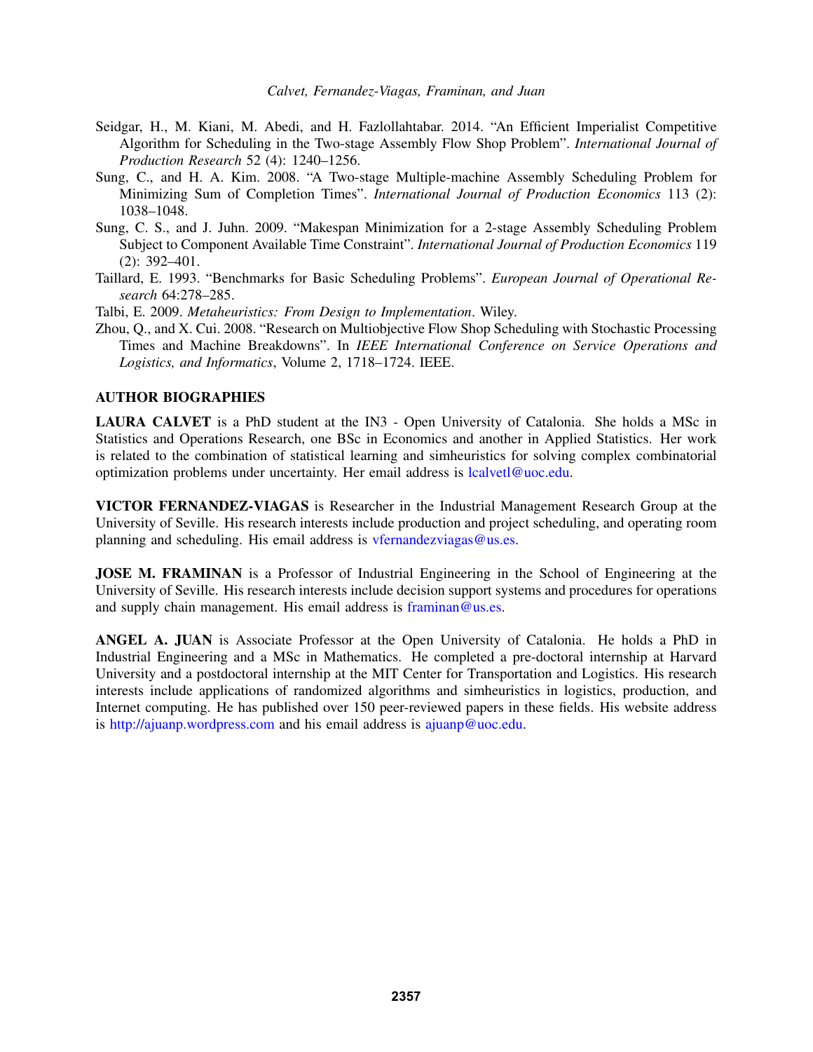Seidgar, H., M. Kiani, M. Abedi, and H. Fazlollahtabar. 2014. "An Efficient Imperialist Competitive Algorithm for Scheduling in the Two-stage Assembly Flow Shop Problem". *International Journal of Production Research* 52 (4): 1240–1256.

Sung, C., and H. A. Kim. 2008. "A Two-stage Multiple-machine Assembly Scheduling Problem for Minimizing Sum of Completion Times". *International Journal of Production Economics* 113 (2): 1038–1048.

Sung, C. S., and J. Juhn. 2009. "Makespan Minimization for a 2-stage Assembly Scheduling Problem Subject to Component Available Time Constraint". *International Journal of Production Economics* 119 (2): 392–401.

Taillard, E. 1993. "Benchmarks for Basic Scheduling Problems". *European Journal of Operational Research* 64:278–285.

Talbi, E. 2009. *Metaheuristics: From Design to Implementation*. Wiley.

Zhou, Q., and X. Cui. 2008. "Research on Multiobjective Flow Shop Scheduling with Stochastic Processing Times and Machine Breakdowns". In *IEEE International Conference on Service Operations and Logistics, and Informatics*, Volume 2, 1718–1724. IEEE.

## AUTHOR BIOGRAPHIES

**LAURA CALVET** is a PhD student at the IN3 - Open University of Catalonia. She holds a MSc in Statistics and Operations Research, one BSc in Economics and another in Applied Statistics. Her work is related to the combination of statistical learning and simheuristics for solving complex combinatorial optimization problems under uncertainty. Her email address is lcalvetl@uoc.edu.

**VICTOR FERNANDEZ-VIAGAS** is Researcher in the Industrial Management Research Group at the University of Seville. His research interests include production and project scheduling, and operating room planning and scheduling. His email address is vfernandezviagas@us.es.

**JOSE M. FRAMINAN** is a Professor of Industrial Engineering in the School of Engineering at the University of Seville. His research interests include decision support systems and procedures for operations and supply chain management. His email address is framinan@us.es.

**ANGEL A. JUAN** is Associate Professor at the Open University of Catalonia. He holds a PhD in Industrial Engineering and a MSc in Mathematics. He completed a pre-doctoral internship at Harvard University and a postdoctoral internship at the MIT Center for Transportation and Logistics. His research interests include applications of randomized algorithms and simheuristics in logistics, production, and Internet computing. He has published over 150 peer-reviewed papers in these fields. His website address is http://ajuanp.wordpress.com and his email address is ajuanp@uoc.edu.